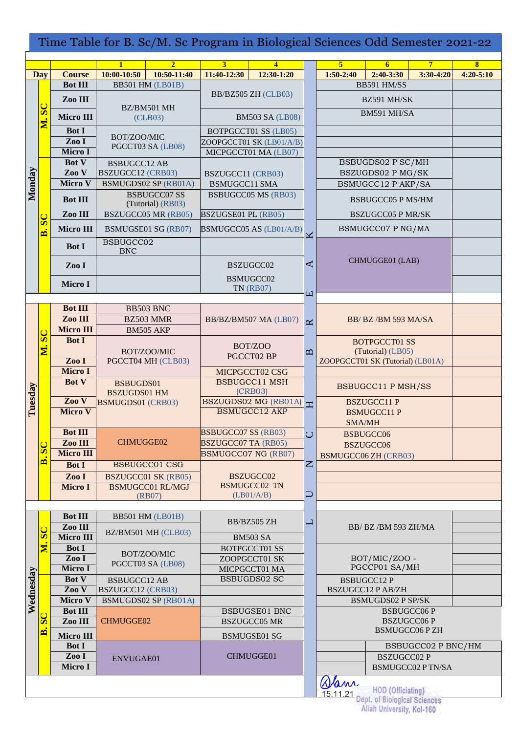# Time Table for B. Sc/M. Sc Program in Biological Sciences Odd Semester 2021-22

| Day | | Course | 1 (10:00-10:50) | 2 (10:50-11:40) | 3 (11:40-12:30) | 4 (12:30-1:20) | | 5 (1:50-2:40) | 6 (2:40-3:30) | 7 (3:30-4:20) | 8 (4:20-5:10) |
|---|---|---|---|---|---|---|---|---|---|---|---|
| Monday | M. SC | Bot III | BB501 HM (LB01B) | | BB/BZ505 ZH (CLB03) | | LUNCH BREAK | BB591 HM/SS | | | |
| | | Zoo III | BZ/BM501 MH (CLB03) | | | | | BZ591 MH/SK | | | |
| | | Micro III | | | BM503 SA (LB08) | | | BM591 MH/SA | | | |
| | | Bot I | BOT/ZOO/MIC PGCCT03 SA (LB08) | | BOTPGCCT01 SS (LB05) | | | | | | |
| | | Zoo I | | | ZOOPGCCT01 SK (LB01/A/B) | | | | | | |
| | | Micro I | | | MICPGCCT01 MA (LB07) | | | | | | |
| | B. SC | Bot V | BSBUGCC12 AB | | BSZUGCC11 (CRB03) | | | BSBUGDS02 P SC/MH | | | |
| | | Zoo V | BSZUGCC12 (CRB03) | | | | | BSZUGDS02 P MG/SK | | | |
| | | Micro V | BSMUGDS02 SP (RB01A) | | BSMUGCC11 SMA | | | BSMUGCC12 P AKP/SA | | | |
| | | Bot III | | BSBUGCC07 SS (Tutorial) (RB03) | BSBUGCC05 MS (RB03) | | | BSBUGCC05 P MS/HM | | | |
| | | Zoo III | BSZUGCC05 MR (RB05) | | BSZUGSE01 PL (RB05) | | | BSZUGCC05 P MR/SK | | | |
| | | Micro III | BSMUGSE01 SG (RB07) | | BSMUGCC05 AS (LB01/A/B) | | | BSMUGCC07 P NG/MA | | | |
| | | Bot I | BSBUGCC02 BNC | | | | | CHMUGGE01 (LAB) | | | |
| | | Zoo I | | | BSZUGCC02 | | | | | | |
| | | Micro I | | | BSMUGCC02 TN (RB07) | | | | | | |
| Tuesday | M. SC | Bot III | BB503 BNC | | BB/BZ/BM507 MA (LB07) | | | BB/ BZ /BM 593 MA/SA | | | |
| | | Zoo III | BZ503 MMR | | | | | | | | |
| | | Micro III | BM505 AKP | | | | | | | | |
| | | Bot I | BOT/ZOO/MIC PGCCT04 MH (CLB03) | | BOT/ZOO PGCCT02 BP | | | BOTPGCCT01 SS (Tutorial) (LB05) | | | |
| | | Zoo I | | | | | | ZOOPGCCT01 SK (Tutorial) (LB01A) | | | |
| | | Micro I | | | MICPGCCT02 CSG | | | | | | |
| | B. SC | Bot V | BSBUGDS01 BSZUGDS01 HM BSMUGDS01 (CRB03) | | BSBUGCC11 MSH (CRB03) | | | BSBUGCC11 P MSH/SS | | | |
| | | Zoo V | | | BSZUGDS02 MG (RB01A) | | | BSZUGCC11 P BSMUGCC11 P SMA/MH | | | |
| | | Micro V | | | BSMUGCC12 AKP | | | | | | |
| | | Bot III | CHMUGGE02 | | BSBUGCC07 SS (RB03) | | | BSBUGCC06 BSZUGCC06 BSMUGCC06 ZH (CRB03) | | | |
| | | Zoo III | | | BSZUGCC07 TA (RB05) | | | | | | |
| | | Micro III | | | BSMUGCC07 NG (RB07) | | | | | | |
| | | Bot I | BSBUGCC01 CSG | | BSZUGCC02 BSMUGCC02 TN (LB01/A/B) | | | | | | |
| | | Zoo I | BSZUGCC01 SK (RB05) | | | | | | | | |
| | | Micro I | BSMUGCC01 RL/MGJ (RB07) | | | | | | | | |
| Wednesday | M. SC | Bot III | BB501 HM (LB01B) | | BB/BZ505 ZH | | | BB/ BZ /BM 593 ZH/MA | | | |
| | | Zoo III | BZ/BM501 MH (CLB03) | | | | | | | | |
| | | Micro III | | | BM503 SA | | | | | | |
| | | Bot I | BOT/ZOO/MIC PGCCT03 SA (LB08) | | BOTPGCCT01 SS | | | BOT/MIC/ZOO - PGCCP01 SA/MH | | | |
| | | Zoo I | | | ZOOPGCCT01 SK | | | | | | |
| | | Micro I | | | MICPGCCT01 MA | | | | | | |
| | B. SC | Bot V | BSBUGCC12 AB | | BSBUGDS02 SC | | | BSBUGCC12 P BSZUGCC12 P AB/ZH | | | |
| | | Zoo V | BSZUGCC12 (CRB03) | | | | | | | | |
| | | Micro V | BSMUGDS02 SP (RB01A) | | | | | BSMUGDS02 P SP/SK | | | |
| | | Bot III | CHMUGGE02 | | BSBUGSE01 BNC | | | BSBUGCC06 P BSZUGCC06 P BSMUGCC06 P ZH | | | |
| | | Zoo III | | | BSZUGCC05 MR | | | | | | |
| | | Micro III | | | BSMUGSE01 SG | | | | | | |
| | | Bot I | ENVUGAE01 | | CHMUGGE01 | | | | BSBUGCC02 P BNC/HM | | |
| | | Zoo I | | | | | | | BSZUGCC02 P BSMUGCC02 P TN/SA | | |
| | | Micro I | | | | | | | | | |

15.11.21

HOD (Officiating)
Dept. of Biological Sciences
Aliah University, Kol-160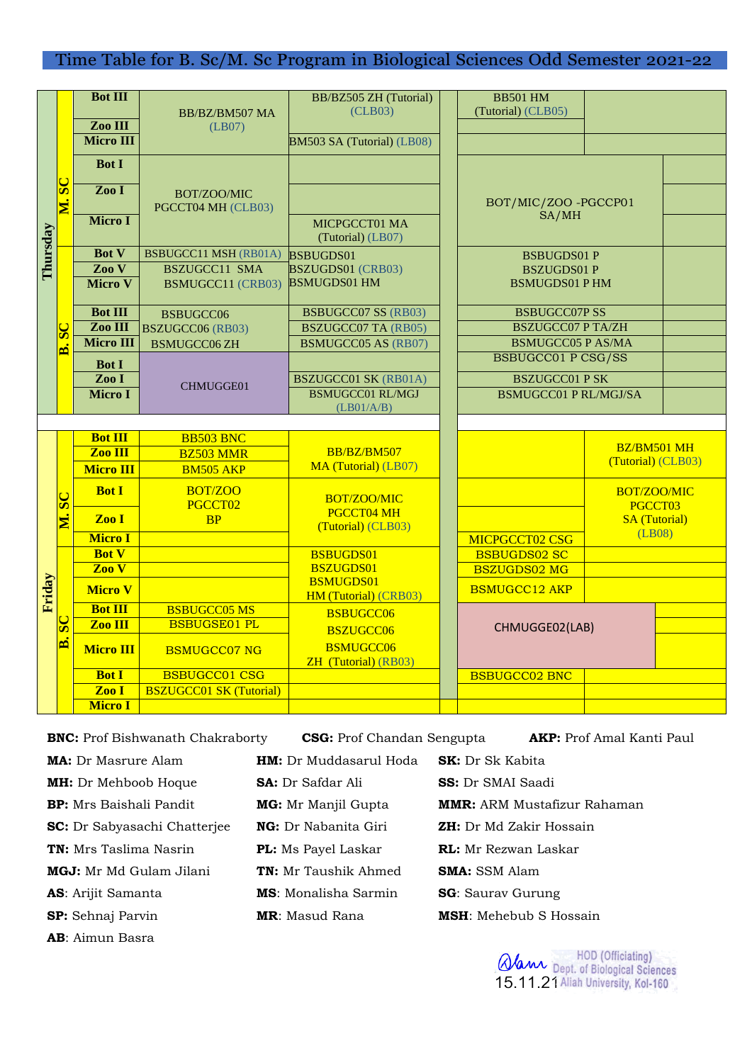# Time Table for B. Sc/M. Sc Program in Biological Sciences Odd Semester 2021-22

| Day | Program | Class | Slot 1 | Slot 2 | Break | Slot 3 | Slot 4 |
|---|---|---|---|---|---|---|---|
| Thursday | M. SC | Bot III | BB/BZ/BM507 MA (LB07) | BB/BZ505 ZH (Tutorial) (CLB03) | | BB501 HM (Tutorial) (CLB05) | |
| | | Zoo III | | | | | |
| | | Micro III | | BM503 SA (Tutorial) (LB08) | | | |
| | | Bot I | BOT/ZOO/MIC PGCCT04 MH (CLB03) | | | BOT/MIC/ZOO -PGCCP01 SA/MH | |
| | | Zoo I | | | | | |
| | | Micro I | | MICPGCCT01 MA (Tutorial) (LB07) | | | |
| | B. SC | Bot V | BSBUGCC11 MSH (RB01A) | BSBUGDS01 BSZUGDS01 (CRB03) BSMUGDS01 HM | | BSBUGDS01 P BSZUGDS01 P BSMUGDS01 P HM | |
| | | Zoo V | BSZUGCC11 SMA | | | | |
| | | Micro V | BSMUGCC11 (CRB03) | | | | |
| | | Bot III | BSBUGCC06 BSZUGCC06 (RB03) BSMUGCC06 ZH | BSBUGCC07 SS (RB03) | | BSBUGCC07P SS | |
| | | Zoo III | | BSZUGCC07 TA (RB05) | | BSZUGCC07 P TA/ZH | |
| | | Micro III | | BSMUGCC05 AS (RB07) | | BSMUGCC05 P AS/MA | |
| | | Bot I | CHMUGGE01 | | | BSBUGCC01 P CSG/SS | |
| | | Zoo I | | BSZUGCC01 SK (RB01A) | | BSZUGCC01 P SK | |
| | | Micro I | | BSMUGCC01 RL/MGJ (LB01/A/B) | | BSMUGCC01 P RL/MGJ/SA | |
| Friday | M. SC | Bot III | BB503 BNC | BB/BZ/BM507 MA (Tutorial) (LB07) | | | BZ/BM501 MH (Tutorial) (CLB03) |
| | | Zoo III | BZ503 MMR | | | | |
| | | Micro III | BM505 AKP | | | | |
| | | Bot I | BOT/ZOO PGCCT02 BP | BOT/ZOO/MIC PGCCT04 MH (Tutorial) (CLB03) | | | BOT/ZOO/MIC PGCCT03 SA (Tutorial) (LB08) |
| | | Zoo I | | | | | |
| | | Micro I | | | | MICPGCCT02 CSG | |
| | B. SC | Bot V | | BSBUGDS01 BSZUGDS01 BSMUGDS01 HM (Tutorial) (CRB03) | | BSBUGDS02 SC | |
| | | Zoo V | | | | BSZUGDS02 MG | |
| | | Micro V | | | | BSMUGCC12 AKP | |
| | | Bot III | BSBUGCC05 MS | BSBUGCC06 BSZUGCC06 BSMUGCC06 ZH (Tutorial) (RB03) | | CHMUGGE02(LAB) | |
| | | Zoo III | BSBUGSE01 PL | | | | |
| | | Micro III | BSMUGCC07 NG | | | | |
| | | Bot I | BSBUGCC01 CSG | | | BSBUGCC02 BNC | |
| | | Zoo I | BSZUGCC01 SK (Tutorial) | | | | |
| | | Micro I | | | | | |

**BNC:** Prof Bishwanath Chakraborty
**CSG:** Prof Chandan Sengupta
**AKP:** Prof Amal Kanti Paul
**MA:** Dr Masrure Alam
**HM:** Dr Muddasarul Hoda
**SK:** Dr Sk Kabita
**MH:** Dr Mehboob Hoque
**SA:** Dr Safdar Ali
**SS:** Dr SMAI Saadi
**BP:** Mrs Baishali Pandit
**MG:** Mr Manjil Gupta
**MMR:** ARM Mustafizur Rahaman
**SC:** Dr Sabyasachi Chatterjee
**NG:** Dr Nabanita Giri
**ZH:** Dr Md Zakir Hossain
**TN:** Mrs Taslima Nasrin
**PL:** Ms Payel Laskar
**RL:** Mr Rezwan Laskar
**MGJ:** Mr Md Gulam Jilani
**TN:** Mr Taushik Ahmed
**SMA:** SSM Alam
**AS**: Arijit Samanta
**MS**: Monalisha Sarmin
**SG**: Saurav Gurung
**SP:** Sehnaj Parvin
**MR**: Masud Rana
**MSH**: Mehebub S Hossain
**AB**: Aimun Basra

15.11.21
HOD (Officiating)
Dept. of Biological Sciences
Aliah University, Kol-160